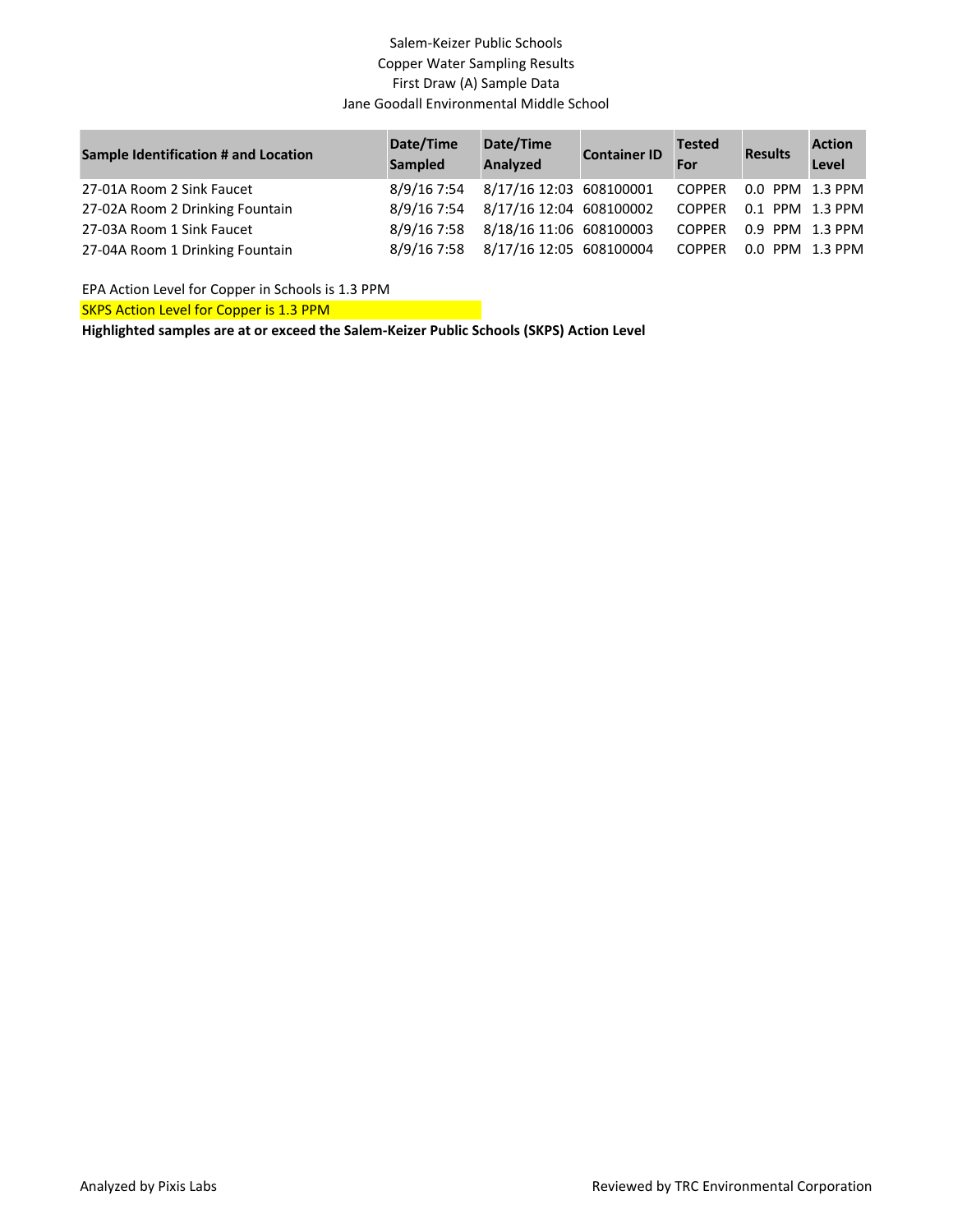Salem-Keizer Public Schools
Copper Water Sampling Results
First Draw (A) Sample Data
Jane Goodall Environmental Middle School

| Sample Identification # and Location | Date/Time Sampled | Date/Time Analyzed | Container ID | Tested For | Results | Action Level |
|---|---|---|---|---|---|---|
| 27-01A Room 2 Sink Faucet | 8/9/16 7:54 | 8/17/16 12:03 | 608100001 | COPPER | 0.0 PPM | 1.3 PPM |
| 27-02A Room 2 Drinking Fountain | 8/9/16 7:54 | 8/17/16 12:04 | 608100002 | COPPER | 0.1 PPM | 1.3 PPM |
| 27-03A Room 1 Sink Faucet | 8/9/16 7:58 | 8/18/16 11:06 | 608100003 | COPPER | 0.9 PPM | 1.3 PPM |
| 27-04A Room 1 Drinking Fountain | 8/9/16 7:58 | 8/17/16 12:05 | 608100004 | COPPER | 0.0 PPM | 1.3 PPM |

EPA Action Level for Copper in Schools is 1.3 PPM

SKPS Action Level for Copper is 1.3 PPM

**Highlighted samples are at or exceed the Salem-Keizer Public Schools (SKPS) Action Level**

Analyzed by Pixis Labs

Reviewed by TRC Environmental Corporation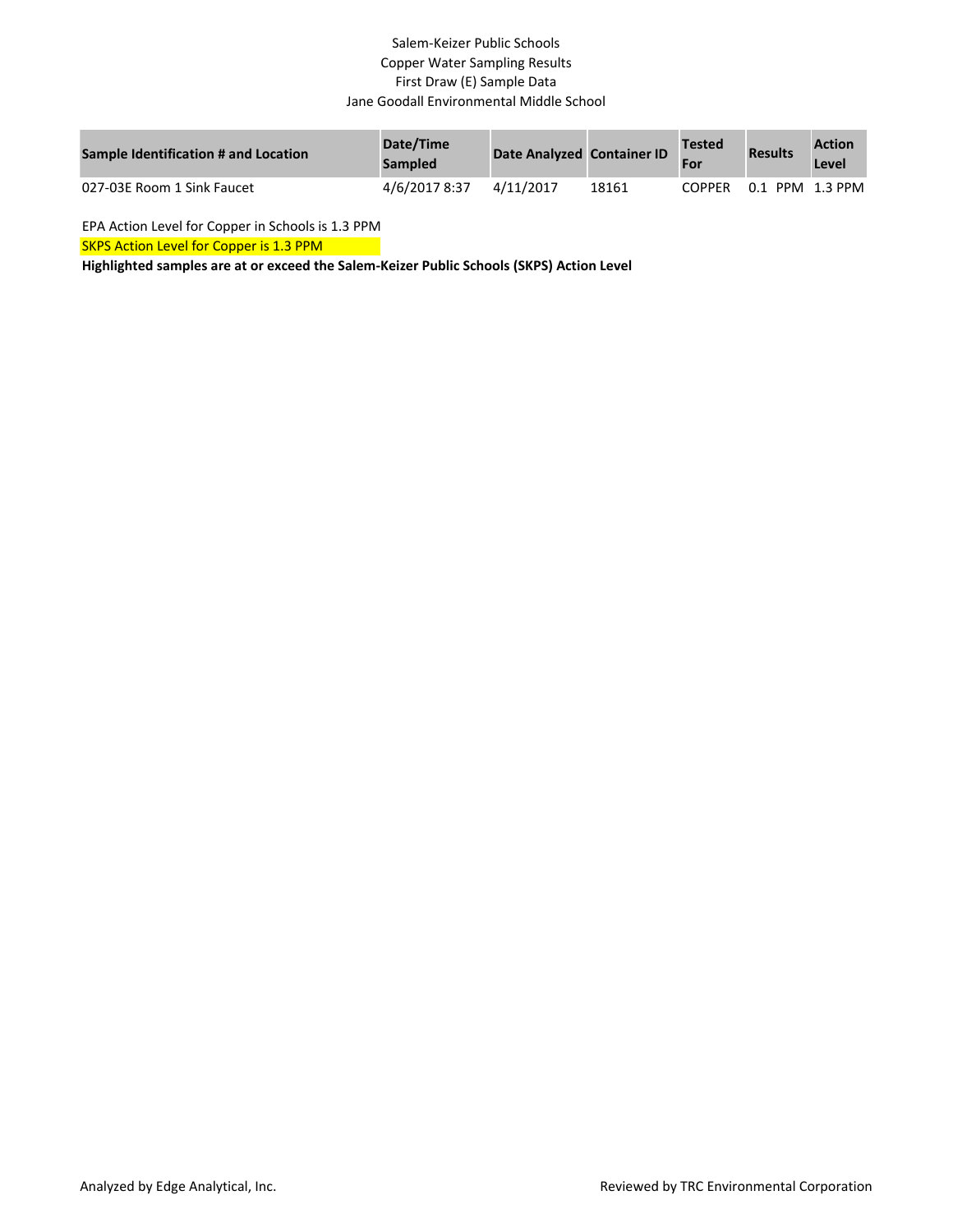Salem-Keizer Public Schools
Copper Water Sampling Results
First Draw (E) Sample Data
Jane Goodall Environmental Middle School

| Sample Identification # and Location | Date/Time Sampled | Date Analyzed | Container ID | Tested For | Results | Action Level |
|---|---|---|---|---|---|---|
| 027-03E Room 1 Sink Faucet | 4/6/2017 8:37 | 4/11/2017 | 18161 | COPPER | 0.1 PPM | 1.3 PPM |

EPA Action Level for Copper in Schools is 1.3 PPM

SKPS Action Level for Copper is 1.3 PPM

**Highlighted samples are at or exceed the Salem-Keizer Public Schools (SKPS) Action Level**

Analyzed by Edge Analytical, Inc.

Reviewed by TRC Environmental Corporation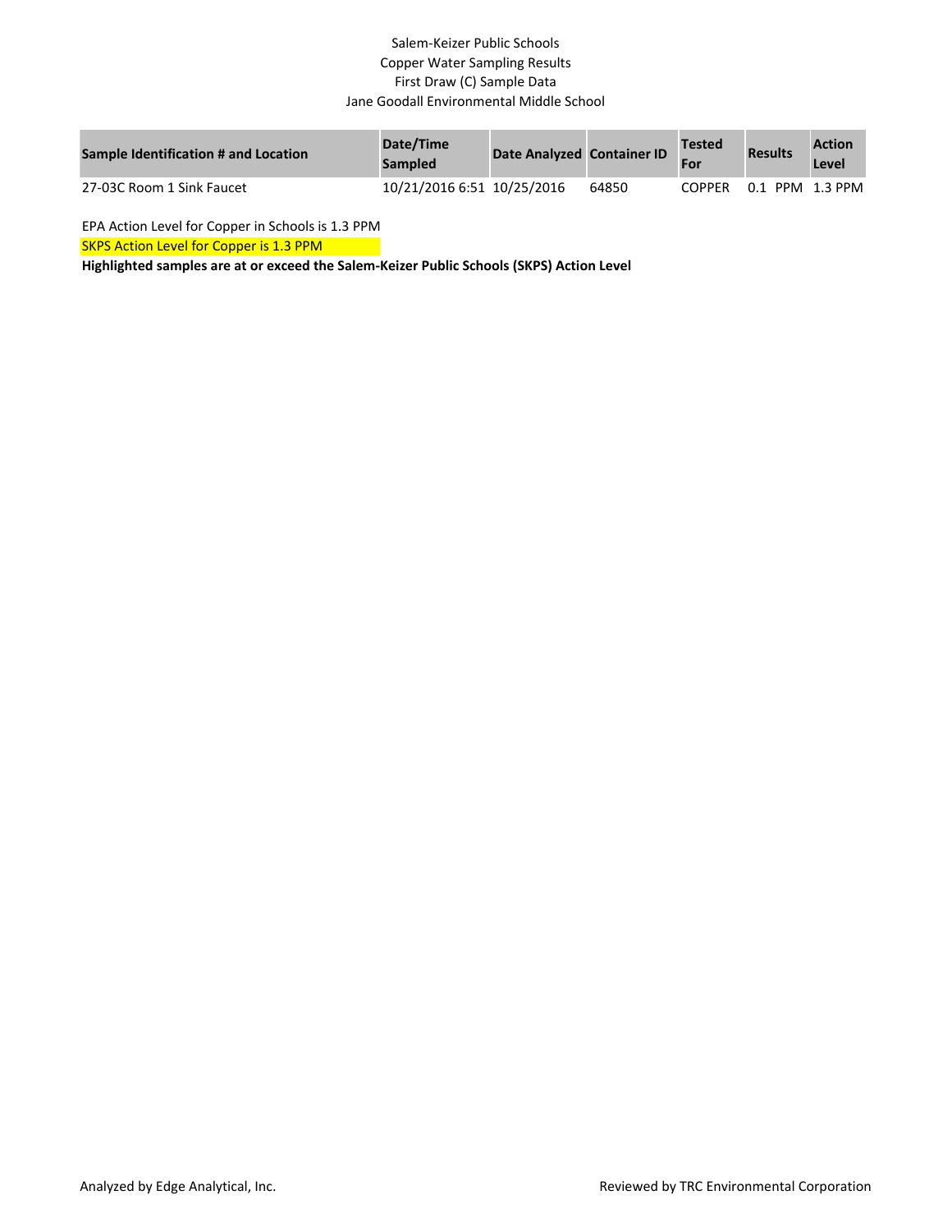Salem-Keizer Public Schools
Copper Water Sampling Results
First Draw (C) Sample Data
Jane Goodall Environmental Middle School

| Sample Identification # and Location | Date/Time Sampled | Date Analyzed | Container ID | Tested For | Results | Action Level |
|---|---|---|---|---|---|---|
| 27-03C Room 1 Sink Faucet | 10/21/2016 6:51 | 10/25/2016 | 64850 | COPPER | 0.1 PPM | 1.3 PPM |

EPA Action Level for Copper in Schools is 1.3 PPM

SKPS Action Level for Copper is 1.3 PPM

**Highlighted samples are at or exceed the Salem-Keizer Public Schools (SKPS) Action Level**

Analyzed by Edge Analytical, Inc.

Reviewed by TRC Environmental Corporation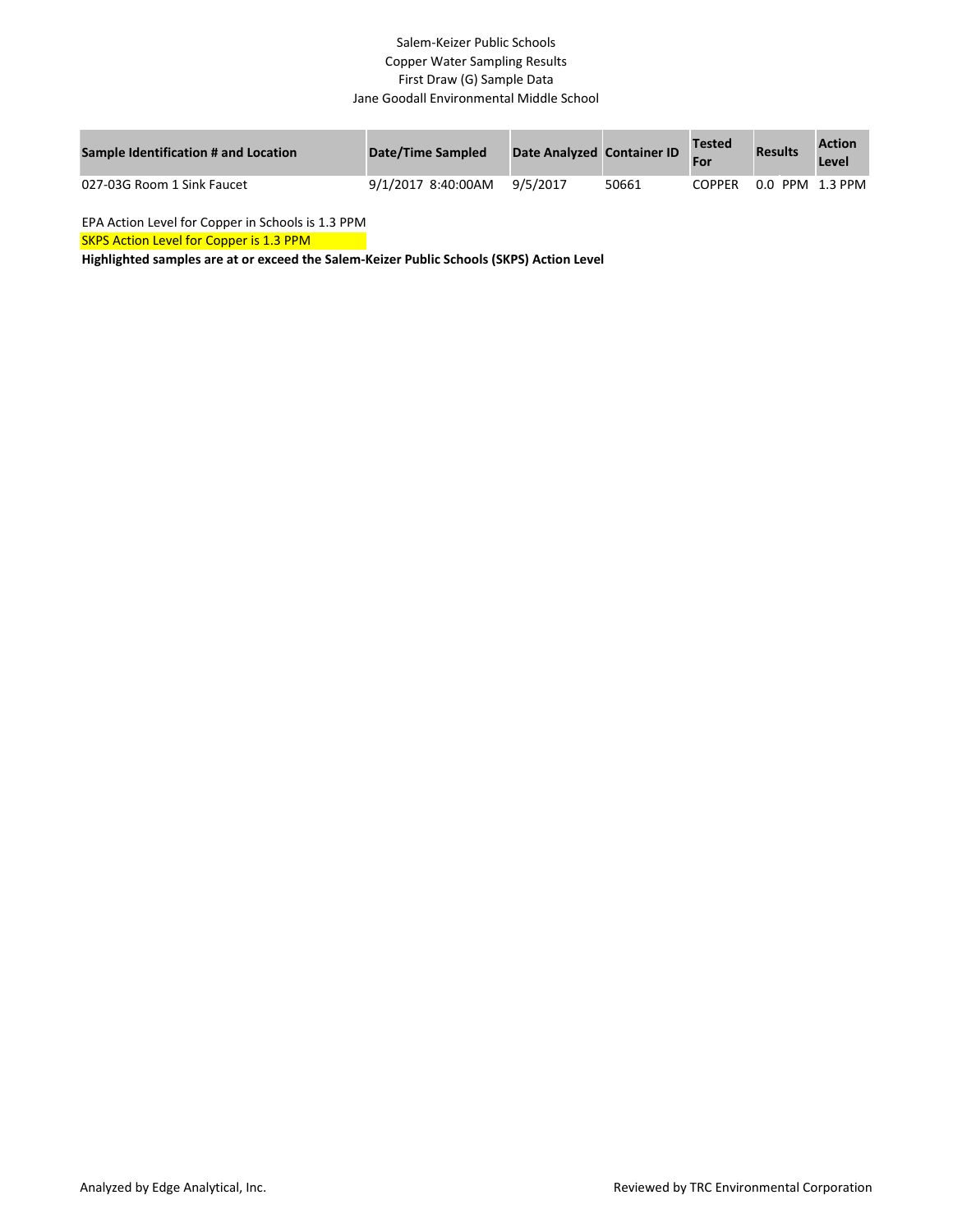Salem-Keizer Public Schools
Copper Water Sampling Results
First Draw (G) Sample Data
Jane Goodall Environmental Middle School

| Sample Identification # and Location | Date/Time Sampled | Date Analyzed | Container ID | Tested For | Results | Action Level |
|---|---|---|---|---|---|---|
| 027-03G Room 1 Sink Faucet | 9/1/2017 8:40:00AM | 9/5/2017 | 50661 | COPPER | 0.0 PPM | 1.3 PPM |

EPA Action Level for Copper in Schools is 1.3 PPM

SKPS Action Level for Copper is 1.3 PPM

**Highlighted samples are at or exceed the Salem-Keizer Public Schools (SKPS) Action Level**

Analyzed by Edge Analytical, Inc.

Reviewed by TRC Environmental Corporation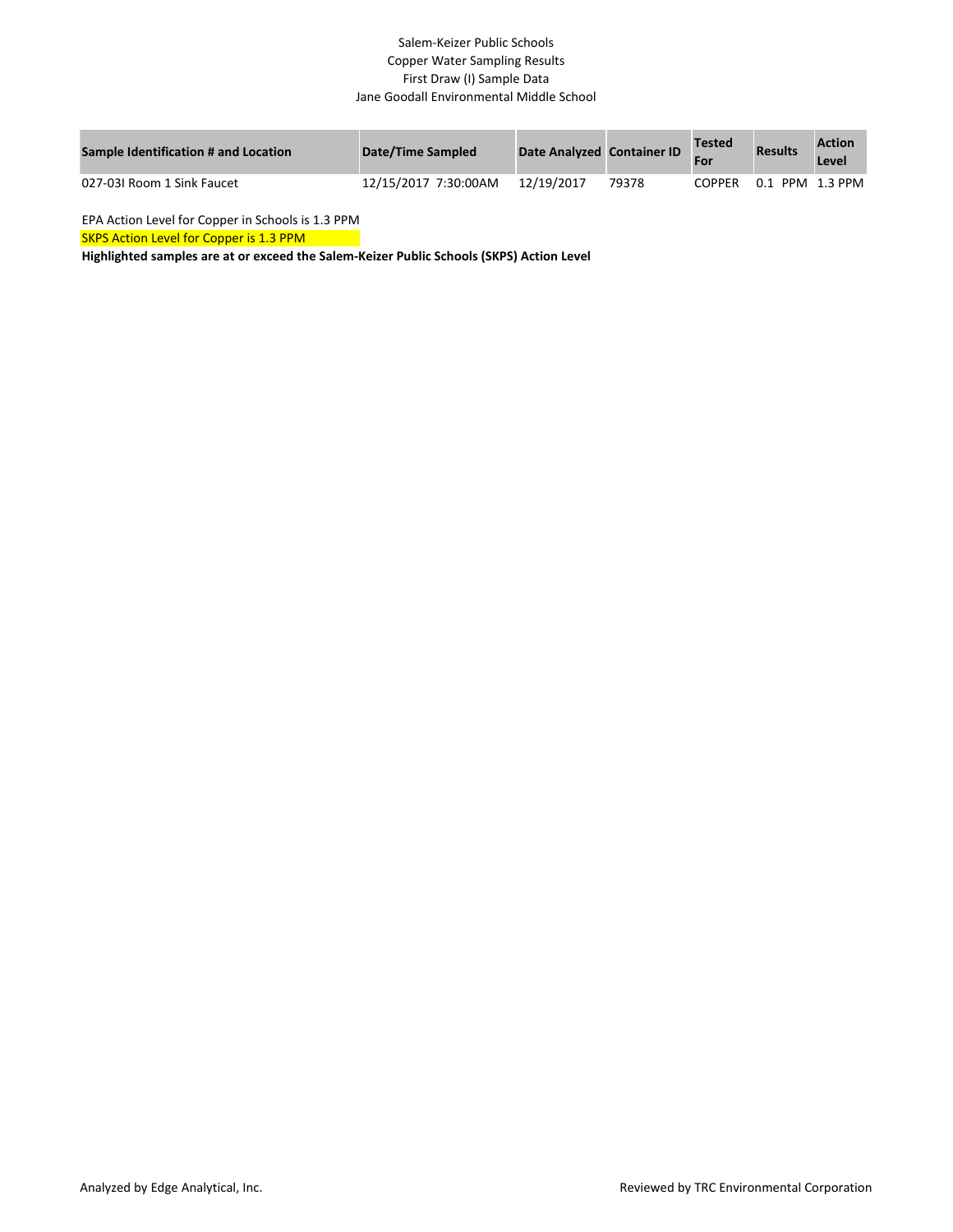Salem-Keizer Public Schools
Copper Water Sampling Results
First Draw (I) Sample Data
Jane Goodall Environmental Middle School

| Sample Identification # and Location | Date/Time Sampled | Date Analyzed | Container ID | Tested For | Results | Action Level |
|---|---|---|---|---|---|---|
| 027-03I Room 1 Sink Faucet | 12/15/2017 7:30:00AM | 12/19/2017 | 79378 | COPPER | 0.1 PPM | 1.3 PPM |

EPA Action Level for Copper in Schools is 1.3 PPM

SKPS Action Level for Copper is 1.3 PPM

**Highlighted samples are at or exceed the Salem-Keizer Public Schools (SKPS) Action Level**

Analyzed by Edge Analytical, Inc.

Reviewed by TRC Environmental Corporation